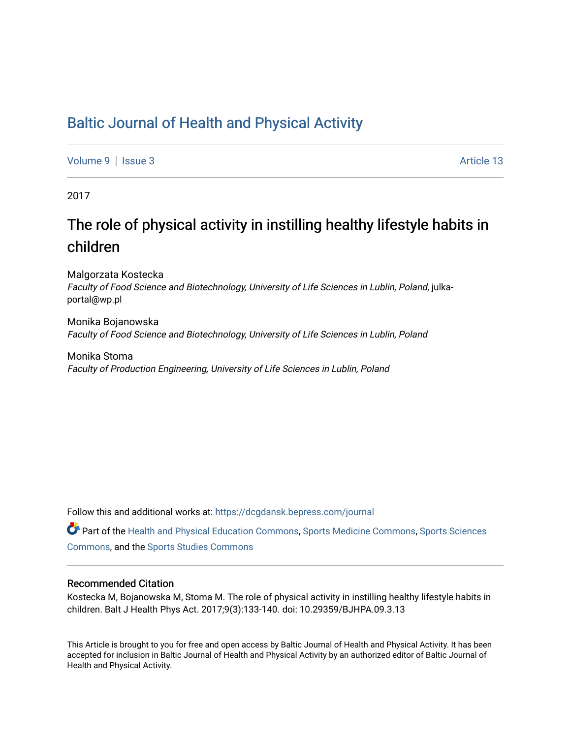# Baltic Journal of Health and Physical Activity

Volume 9 | Issue 3 Article 13

2017

## The role of physical activity in instilling healthy lifestyle habits in children

Malgorzata Kostecka
*Faculty of Food Science and Biotechnology, University of Life Sciences in Lublin, Poland*, julka-portal@wp.pl

Monika Bojanowska
*Faculty of Food Science and Biotechnology, University of Life Sciences in Lublin, Poland*

Monika Stoma
*Faculty of Production Engineering, University of Life Sciences in Lublin, Poland*

Follow this and additional works at: https://dcgdansk.bepress.com/journal

Part of the Health and Physical Education Commons, Sports Medicine Commons, Sports Sciences Commons, and the Sports Studies Commons

### Recommended Citation

Kostecka M, Bojanowska M, Stoma M. The role of physical activity in instilling healthy lifestyle habits in children. Balt J Health Phys Act. 2017;9(3):133-140. doi: 10.29359/BJHPA.09.3.13

This Article is brought to you for free and open access by Baltic Journal of Health and Physical Activity. It has been accepted for inclusion in Baltic Journal of Health and Physical Activity by an authorized editor of Baltic Journal of Health and Physical Activity.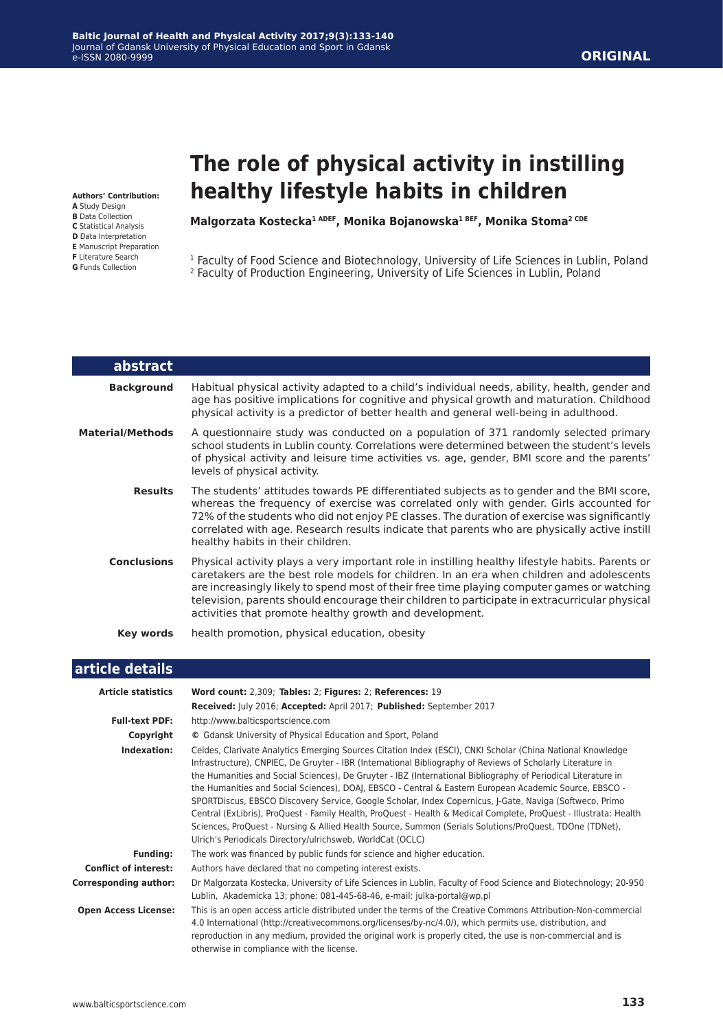**ORIGINAL**

# The role of physical activity in instilling healthy lifestyle habits in children

**Authors' Contribution:**
**A** Study Design
**B** Data Collection
**C** Statistical Analysis
**D** Data Interpretation
**E** Manuscript Preparation
**F** Literature Search
**G** Funds Collection

**Malgorzata Kostecka[1 ADEF], Monika Bojanowska[1 BEF], Monika Stoma[2 CDE]**

[1] Faculty of Food Science and Biotechnology, University of Life Sciences in Lublin, Poland
[2] Faculty of Production Engineering, University of Life Sciences in Lublin, Poland

## abstract

| | |
|---|---|
| **Background** | Habitual physical activity adapted to a child's individual needs, ability, health, gender and age has positive implications for cognitive and physical growth and maturation. Childhood physical activity is a predictor of better health and general well-being in adulthood. |
| **Material/Methods** | A questionnaire study was conducted on a population of 371 randomly selected primary school students in Lublin county. Correlations were determined between the student's levels of physical activity and leisure time activities vs. age, gender, BMI score and the parents' levels of physical activity. |
| **Results** | The students' attitudes towards PE differentiated subjects as to gender and the BMI score, whereas the frequency of exercise was correlated only with gender. Girls accounted for 72% of the students who did not enjoy PE classes. The duration of exercise was significantly correlated with age. Research results indicate that parents who are physically active instill healthy habits in their children. |
| **Conclusions** | Physical activity plays a very important role in instilling healthy lifestyle habits. Parents or caretakers are the best role models for children. In an era when children and adolescents are increasingly likely to spend most of their free time playing computer games or watching television, parents should encourage their children to participate in extracurricular physical activities that promote healthy growth and development. |
| **Key words** | health promotion, physical education, obesity |

## article details

| | |
|---|---|
| **Article statistics** | **Word count:** 2,309; **Tables:** 2; **Figures:** 2; **References:** 19<br>**Received:** July 2016; **Accepted:** April 2017; **Published:** September 2017 |
| **Full-text PDF:** | http://www.balticsportscience.com |
| **Copyright** | **©** Gdansk University of Physical Education and Sport, Poland |
| **Indexation:** | Celdes, Clarivate Analytics Emerging Sources Citation Index (ESCI), CNKI Scholar (China National Knowledge Infrastructure), CNPIEC, De Gruyter - IBR (International Bibliography of Reviews of Scholarly Literature in the Humanities and Social Sciences), De Gruyter - IBZ (International Bibliography of Periodical Literature in the Humanities and Social Sciences), DOAJ, EBSCO - Central & Eastern European Academic Source, EBSCO - SPORTDiscus, EBSCO Discovery Service, Google Scholar, Index Copernicus, J-Gate, Naviga (Softweco, Primo Central (ExLibris), ProQuest - Family Health, ProQuest - Health & Medical Complete, ProQuest - Illustrata: Health Sciences, ProQuest - Nursing & Allied Health Source, Summon (Serials Solutions/ProQuest, TDOne (TDNet), Ulrich's Periodicals Directory/ulrichsweb, WorldCat (OCLC) |
| **Funding:** | The work was financed by public funds for science and higher education. |
| **Conflict of interest:** | Authors have declared that no competing interest exists. |
| **Corresponding author:** | Dr Malgorzata Kostecka, University of Life Sciences in Lublin, Faculty of Food Science and Biotechnology; 20-950 Lublin, Akademicka 13; phone: 081-445-68-46, e-mail: julka-portal@wp.pl |
| **Open Access License:** | This is an open access article distributed under the terms of the Creative Commons Attribution-Non-commercial 4.0 International (http://creativecommons.org/licenses/by-nc/4.0/), which permits use, distribution, and reproduction in any medium, provided the original work is properly cited, the use is non-commercial and is otherwise in compliance with the license. |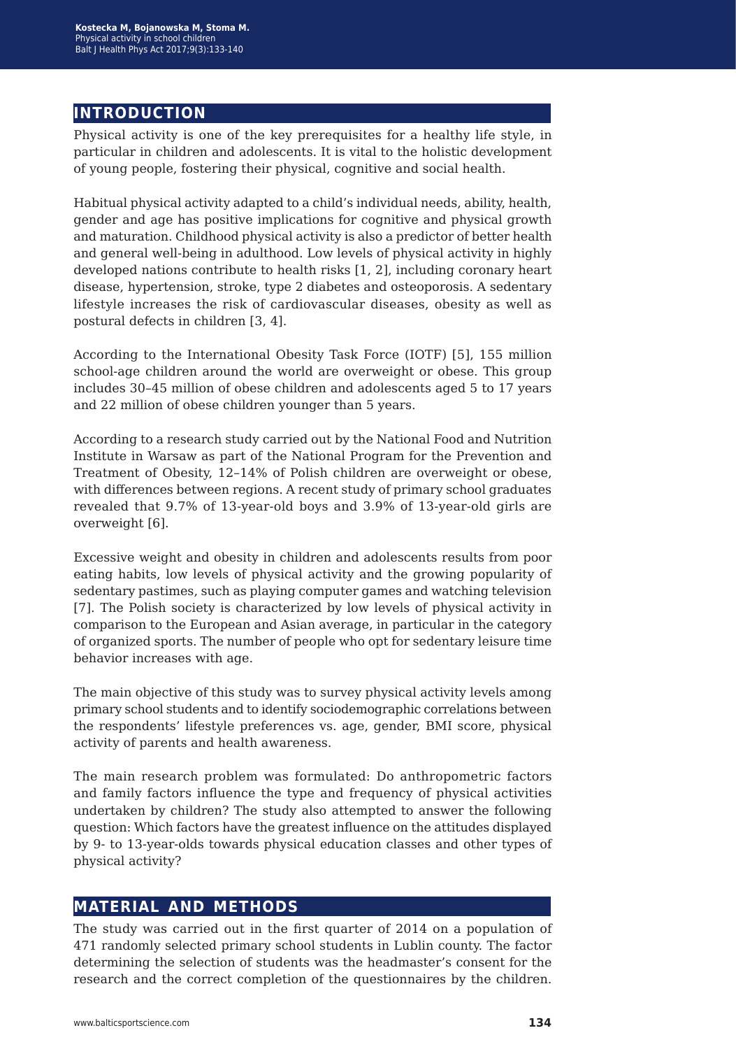## INTRODUCTION

Physical activity is one of the key prerequisites for a healthy life style, in particular in children and adolescents. It is vital to the holistic development of young people, fostering their physical, cognitive and social health.

Habitual physical activity adapted to a child's individual needs, ability, health, gender and age has positive implications for cognitive and physical growth and maturation. Childhood physical activity is also a predictor of better health and general well-being in adulthood. Low levels of physical activity in highly developed nations contribute to health risks [1, 2], including coronary heart disease, hypertension, stroke, type 2 diabetes and osteoporosis. A sedentary lifestyle increases the risk of cardiovascular diseases, obesity as well as postural defects in children [3, 4].

According to the International Obesity Task Force (IOTF) [5], 155 million school-age children around the world are overweight or obese. This group includes 30–45 million of obese children and adolescents aged 5 to 17 years and 22 million of obese children younger than 5 years.

According to a research study carried out by the National Food and Nutrition Institute in Warsaw as part of the National Program for the Prevention and Treatment of Obesity, 12–14% of Polish children are overweight or obese, with differences between regions. A recent study of primary school graduates revealed that 9.7% of 13-year-old boys and 3.9% of 13-year-old girls are overweight [6].

Excessive weight and obesity in children and adolescents results from poor eating habits, low levels of physical activity and the growing popularity of sedentary pastimes, such as playing computer games and watching television [7]. The Polish society is characterized by low levels of physical activity in comparison to the European and Asian average, in particular in the category of organized sports. The number of people who opt for sedentary leisure time behavior increases with age.

The main objective of this study was to survey physical activity levels among primary school students and to identify sociodemographic correlations between the respondents' lifestyle preferences vs. age, gender, BMI score, physical activity of parents and health awareness.

The main research problem was formulated: Do anthropometric factors and family factors influence the type and frequency of physical activities undertaken by children? The study also attempted to answer the following question: Which factors have the greatest influence on the attitudes displayed by 9- to 13-year-olds towards physical education classes and other types of physical activity?

## MATERIAL AND METHODS

The study was carried out in the first quarter of 2014 on a population of 471 randomly selected primary school students in Lublin county. The factor determining the selection of students was the headmaster's consent for the research and the correct completion of the questionnaires by the children.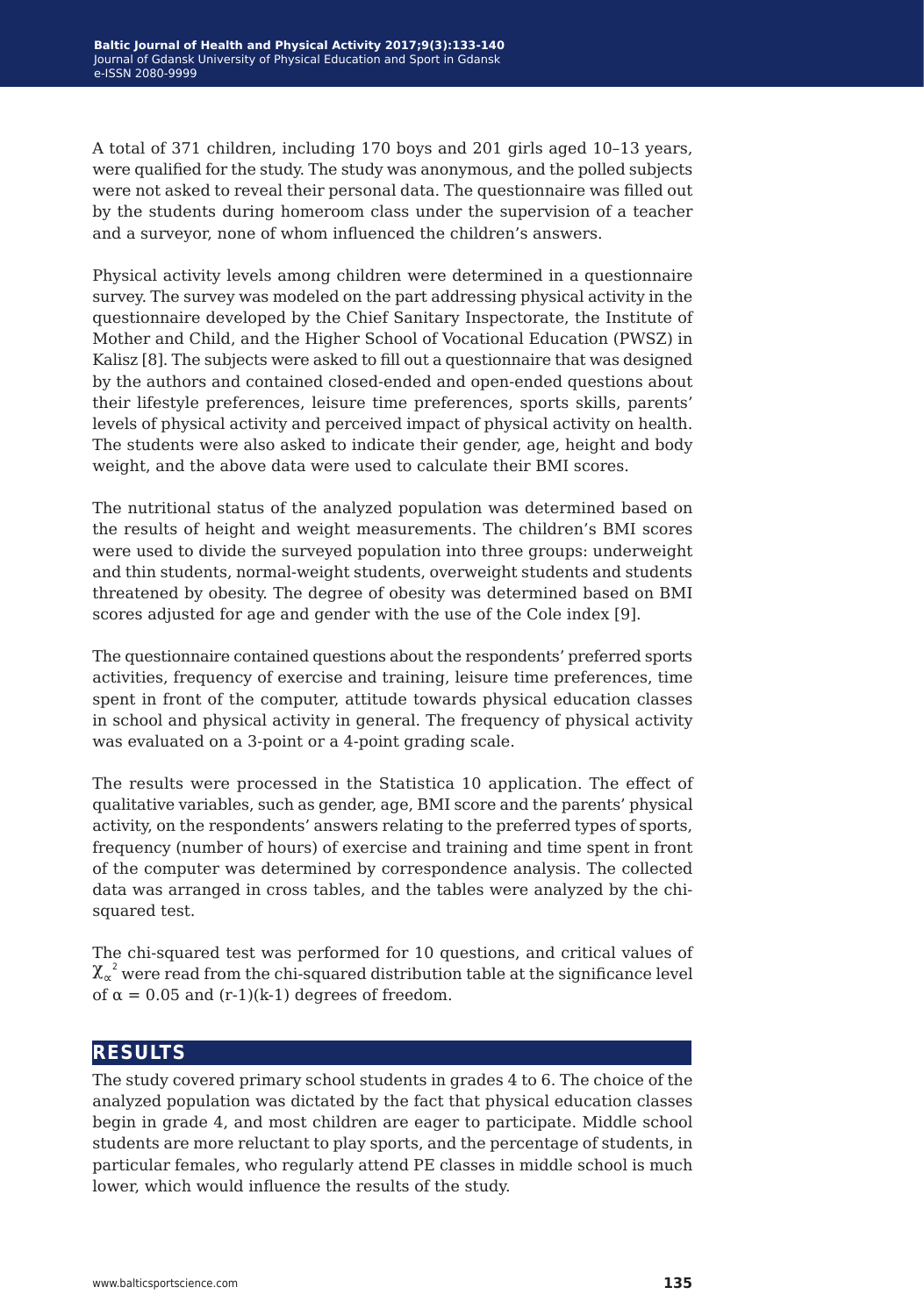A total of 371 children, including 170 boys and 201 girls aged 10–13 years, were qualified for the study. The study was anonymous, and the polled subjects were not asked to reveal their personal data. The questionnaire was filled out by the students during homeroom class under the supervision of a teacher and a surveyor, none of whom influenced the children's answers.

Physical activity levels among children were determined in a questionnaire survey. The survey was modeled on the part addressing physical activity in the questionnaire developed by the Chief Sanitary Inspectorate, the Institute of Mother and Child, and the Higher School of Vocational Education (PWSZ) in Kalisz [8]. The subjects were asked to fill out a questionnaire that was designed by the authors and contained closed-ended and open-ended questions about their lifestyle preferences, leisure time preferences, sports skills, parents' levels of physical activity and perceived impact of physical activity on health. The students were also asked to indicate their gender, age, height and body weight, and the above data were used to calculate their BMI scores.

The nutritional status of the analyzed population was determined based on the results of height and weight measurements. The children's BMI scores were used to divide the surveyed population into three groups: underweight and thin students, normal-weight students, overweight students and students threatened by obesity. The degree of obesity was determined based on BMI scores adjusted for age and gender with the use of the Cole index [9].

The questionnaire contained questions about the respondents' preferred sports activities, frequency of exercise and training, leisure time preferences, time spent in front of the computer, attitude towards physical education classes in school and physical activity in general. The frequency of physical activity was evaluated on a 3-point or a 4-point grading scale.

The results were processed in the Statistica 10 application. The effect of qualitative variables, such as gender, age, BMI score and the parents' physical activity, on the respondents' answers relating to the preferred types of sports, frequency (number of hours) of exercise and training and time spent in front of the computer was determined by correspondence analysis. The collected data was arranged in cross tables, and the tables were analyzed by the chi-squared test.

The chi-squared test was performed for 10 questions, and critical values of $\chi_{\alpha}^{2}$ were read from the chi-squared distribution table at the significance level of $\alpha = 0.05$ and $(r-1)(k-1)$ degrees of freedom.

## RESULTS

The study covered primary school students in grades 4 to 6. The choice of the analyzed population was dictated by the fact that physical education classes begin in grade 4, and most children are eager to participate. Middle school students are more reluctant to play sports, and the percentage of students, in particular females, who regularly attend PE classes in middle school is much lower, which would influence the results of the study.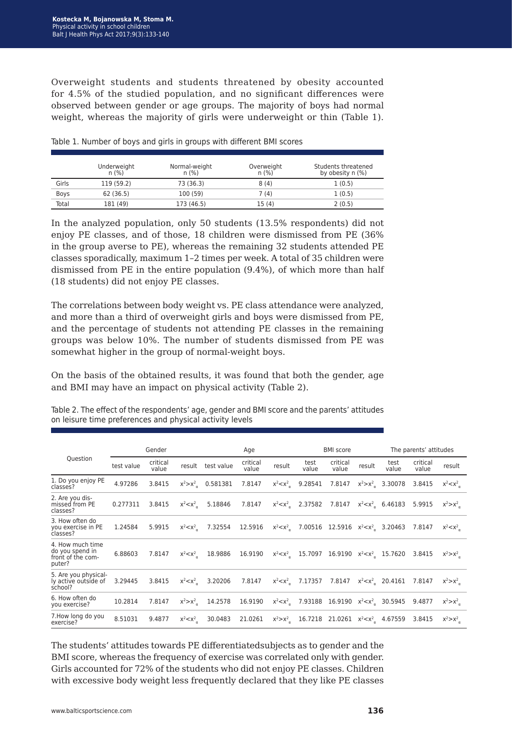Overweight students and students threatened by obesity accounted for 4.5% of the studied population, and no significant differences were observed between gender or age groups. The majority of boys had normal weight, whereas the majority of girls were underweight or thin (Table 1).

Table 1. Number of boys and girls in groups with different BMI scores

| | Underweight n (%) | Normal-weight n (%) | Overweight n (%) | Students threatened by obesity n (%) |
|---|---|---|---|---|
| Girls | 119 (59.2) | 73 (36.3) | 8 (4) | 1 (0.5) |
| Boys | 62 (36.5) | 100 (59) | 7 (4) | 1 (0.5) |
| Total | 181 (49) | 173 (46.5) | 15 (4) | 2 (0.5) |

In the analyzed population, only 50 students (13.5% respondents) did not enjoy PE classes, and of those, 18 children were dismissed from PE (36% in the group averse to PE), whereas the remaining 32 students attended PE classes sporadically, maximum 1–2 times per week. A total of 35 children were dismissed from PE in the entire population (9.4%), of which more than half (18 students) did not enjoy PE classes.

The correlations between body weight vs. PE class attendance were analyzed, and more than a third of overweight girls and boys were dismissed from PE, and the percentage of students not attending PE classes in the remaining groups was below 10%. The number of students dismissed from PE was somewhat higher in the group of normal-weight boys.

On the basis of the obtained results, it was found that both the gender, age and BMI may have an impact on physical activity (Table 2).

Table 2. The effect of the respondents' age, gender and BMI score and the parents' attitudes on leisure time preferences and physical activity levels

| Question | Gender | | | Age | | | BMI score | | | The parents' attitudes | | |
|---|---|---|---|---|---|---|---|---|---|---|---|---|
| | test value | critical value | result | test value | critical value | result | test value | critical value | result | test value | critical value | result |
| 1. Do you enjoy PE classes? | 4.97286 | 3.8415 | $x^2>x^2_\alpha$ | 0.581381 | 7.8147 | $x^2<x^2_\alpha$ | 9.28541 | 7.8147 | $x^2>x^2_\alpha$ | 3.30078 | 3.8415 | $x^2<x^2_\alpha$ |
| 2. Are you dismissed from PE classes? | 0.277311 | 3.8415 | $x^2<x^2_\alpha$ | 5.18846 | 7.8147 | $x^2<x^2_\alpha$ | 2.37582 | 7.8147 | $x^2<x^2_\alpha$ | 6.46183 | 5.9915 | $x^2>x^2_\alpha$ |
| 3. How often do you exercise in PE classes? | 1.24584 | 5.9915 | $x^2<x^2_\alpha$ | 7.32554 | 12.5916 | $x^2<x^2_\alpha$ | 7.00516 | 12.5916 | $x^2<x^2_\alpha$ | 3.20463 | 7.8147 | $x^2<x^2_\alpha$ |
| 4. How much time do you spend in front of the computer? | 6.88603 | 7.8147 | $x^2<x^2_\alpha$ | 18.9886 | 16.9190 | $x^2<x^2_\alpha$ | 15.7097 | 16.9190 | $x^2<x^2_\alpha$ | 15.7620 | 3.8415 | $x^2>x^2_\alpha$ |
| 5. Are you physically active outside of school? | 3.29445 | 3.8415 | $x^2<x^2_\alpha$ | 3.20206 | 7.8147 | $x^2<x^2_\alpha$ | 7.17357 | 7.8147 | $x^2<x^2_\alpha$ | 20.4161 | 7.8147 | $x^2>x^2_\alpha$ |
| 6. How often do you exercise? | 10.2814 | 7.8147 | $x^2>x^2_\alpha$ | 14.2578 | 16.9190 | $x^2<x^2_\alpha$ | 7.93188 | 16.9190 | $x^2<x^2_\alpha$ | 30.5945 | 9.4877 | $x^2>x^2_\alpha$ |
| 7.How long do you exercise? | 8.51031 | 9.4877 | $x^2<x^2_\alpha$ | 30.0483 | 21.0261 | $x^2>x^2_\alpha$ | 16.7218 | 21.0261 | $x^2<x^2_\alpha$ | 4.67559 | 3.8415 | $x^2>x^2_\alpha$ |

The students' attitudes towards PE differentiatedsubjects as to gender and the BMI score, whereas the frequency of exercise was correlated only with gender. Girls accounted for 72% of the students who did not enjoy PE classes. Children with excessive body weight less frequently declared that they like PE classes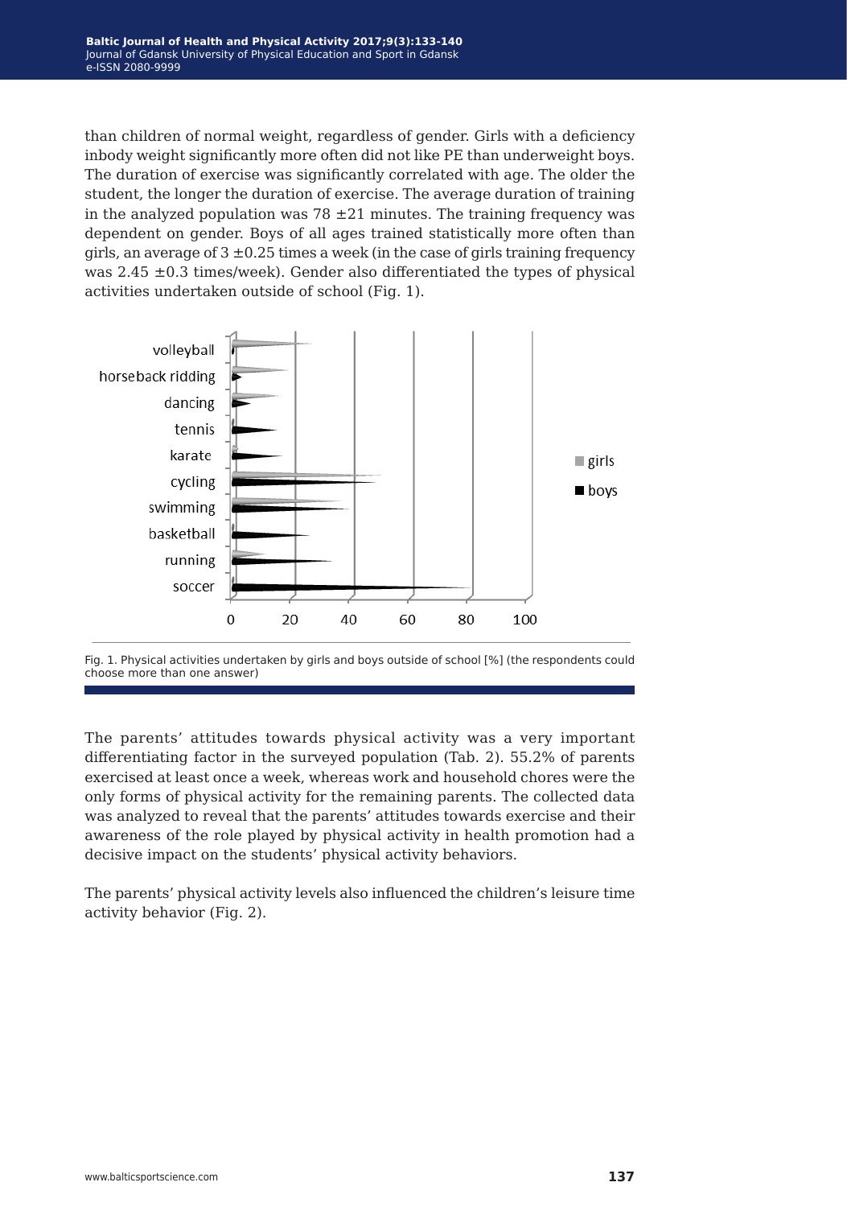than children of normal weight, regardless of gender. Girls with a deficiency inbody weight significantly more often did not like PE than underweight boys. The duration of exercise was significantly correlated with age. The older the student, the longer the duration of exercise. The average duration of training in the analyzed population was 78 ±21 minutes. The training frequency was dependent on gender. Boys of all ages trained statistically more often than girls, an average of 3 ±0.25 times a week (in the case of girls training frequency was 2.45 ±0.3 times/week). Gender also differentiated the types of physical activities undertaken outside of school (Fig. 1).

Fig. 1. Physical activities undertaken by girls and boys outside of school [%] (the respondents could choose more than one answer)

The parents' attitudes towards physical activity was a very important differentiating factor in the surveyed population (Tab. 2). 55.2% of parents exercised at least once a week, whereas work and household chores were the only forms of physical activity for the remaining parents. The collected data was analyzed to reveal that the parents' attitudes towards exercise and their awareness of the role played by physical activity in health promotion had a decisive impact on the students' physical activity behaviors.

The parents' physical activity levels also influenced the children's leisure time activity behavior (Fig. 2).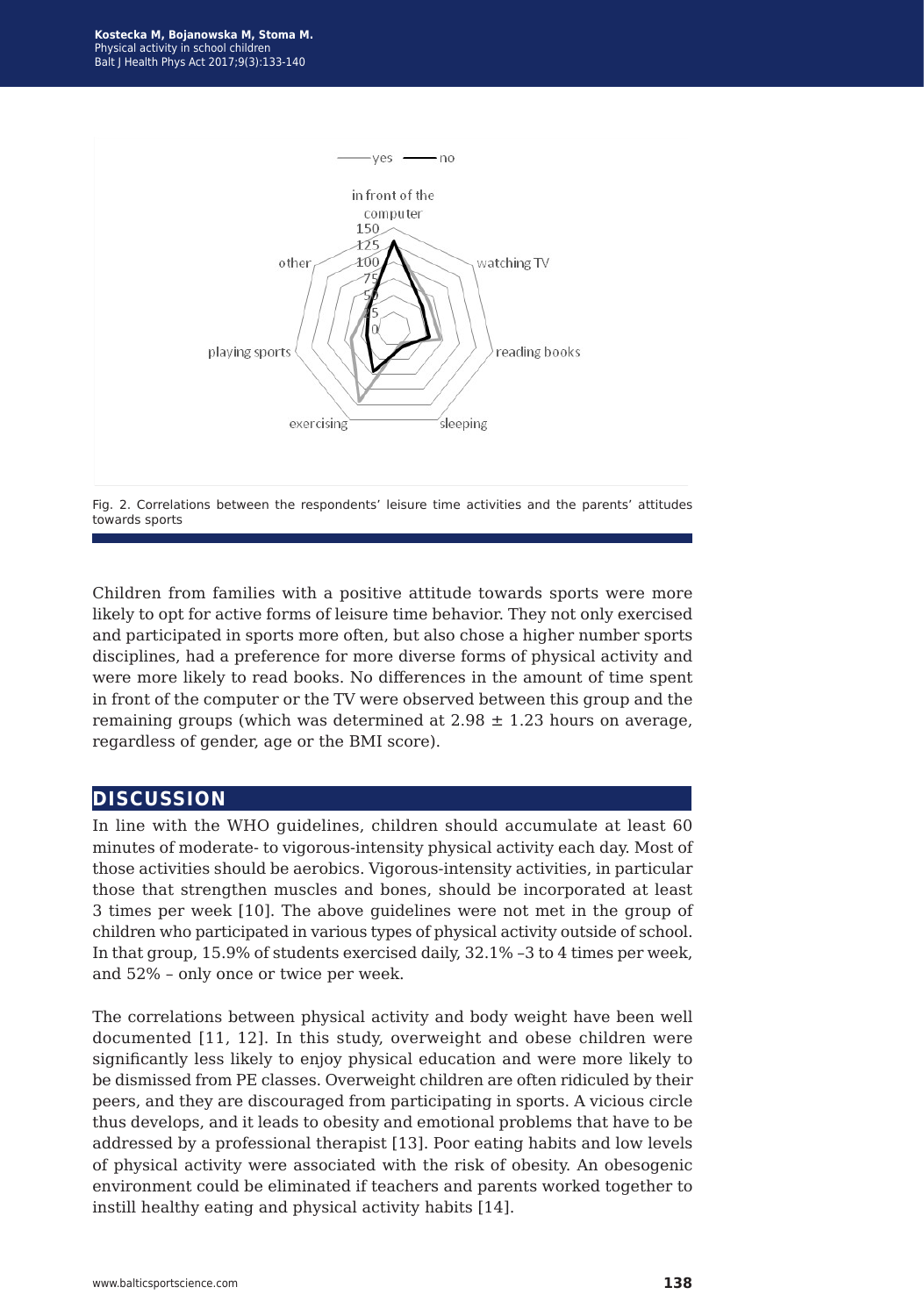Fig. 2. Correlations between the respondents' leisure time activities and the parents' attitudes towards sports

Children from families with a positive attitude towards sports were more likely to opt for active forms of leisure time behavior. They not only exercised and participated in sports more often, but also chose a higher number sports disciplines, had a preference for more diverse forms of physical activity and were more likely to read books. No differences in the amount of time spent in front of the computer or the TV were observed between this group and the remaining groups (which was determined at 2.98 ± 1.23 hours on average, regardless of gender, age or the BMI score).

## DISCUSSION

In line with the WHO guidelines, children should accumulate at least 60 minutes of moderate- to vigorous-intensity physical activity each day. Most of those activities should be aerobics. Vigorous-intensity activities, in particular those that strengthen muscles and bones, should be incorporated at least 3 times per week [10]. The above guidelines were not met in the group of children who participated in various types of physical activity outside of school. In that group, 15.9% of students exercised daily, 32.1% –3 to 4 times per week, and 52% – only once or twice per week.

The correlations between physical activity and body weight have been well documented [11, 12]. In this study, overweight and obese children were significantly less likely to enjoy physical education and were more likely to be dismissed from PE classes. Overweight children are often ridiculed by their peers, and they are discouraged from participating in sports. A vicious circle thus develops, and it leads to obesity and emotional problems that have to be addressed by a professional therapist [13]. Poor eating habits and low levels of physical activity were associated with the risk of obesity. An obesogenic environment could be eliminated if teachers and parents worked together to instill healthy eating and physical activity habits [14].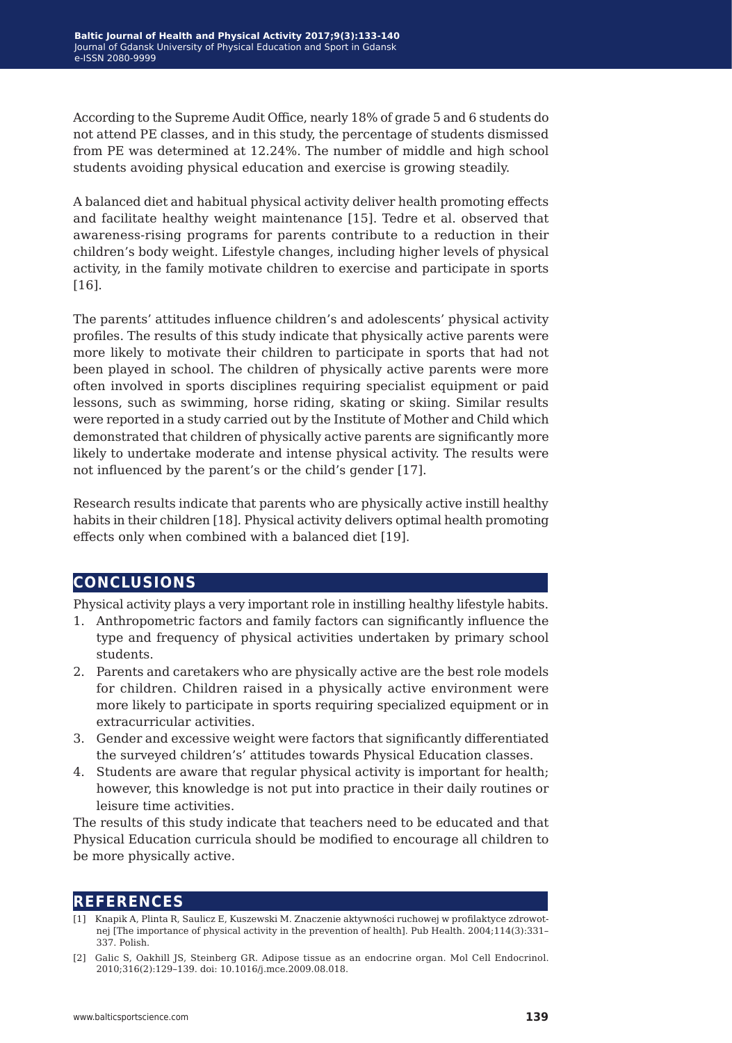According to the Supreme Audit Office, nearly 18% of grade 5 and 6 students do not attend PE classes, and in this study, the percentage of students dismissed from PE was determined at 12.24%. The number of middle and high school students avoiding physical education and exercise is growing steadily.

A balanced diet and habitual physical activity deliver health promoting effects and facilitate healthy weight maintenance [15]. Tedre et al. observed that awareness-rising programs for parents contribute to a reduction in their children's body weight. Lifestyle changes, including higher levels of physical activity, in the family motivate children to exercise and participate in sports [16].

The parents' attitudes influence children's and adolescents' physical activity profiles. The results of this study indicate that physically active parents were more likely to motivate their children to participate in sports that had not been played in school. The children of physically active parents were more often involved in sports disciplines requiring specialist equipment or paid lessons, such as swimming, horse riding, skating or skiing. Similar results were reported in a study carried out by the Institute of Mother and Child which demonstrated that children of physically active parents are significantly more likely to undertake moderate and intense physical activity. The results were not influenced by the parent's or the child's gender [17].

Research results indicate that parents who are physically active instill healthy habits in their children [18]. Physical activity delivers optimal health promoting effects only when combined with a balanced diet [19].

## CONCLUSIONS

Physical activity plays a very important role in instilling healthy lifestyle habits.

1. Anthropometric factors and family factors can significantly influence the type and frequency of physical activities undertaken by primary school students.
2. Parents and caretakers who are physically active are the best role models for children. Children raised in a physically active environment were more likely to participate in sports requiring specialized equipment or in extracurricular activities.
3. Gender and excessive weight were factors that significantly differentiated the surveyed children's' attitudes towards Physical Education classes.
4. Students are aware that regular physical activity is important for health; however, this knowledge is not put into practice in their daily routines or leisure time activities.

The results of this study indicate that teachers need to be educated and that Physical Education curricula should be modified to encourage all children to be more physically active.

## REFERENCES

[1] Knapik A, Plinta R, Saulicz E, Kuszewski M. Znaczenie aktywności ruchowej w profilaktyce zdrowotnej [The importance of physical activity in the prevention of health]. Pub Health. 2004;114(3):331–337. Polish.

[2] Galic S, Oakhill JS, Steinberg GR. Adipose tissue as an endocrine organ. Mol Cell Endocrinol. 2010;316(2):129–139. doi: 10.1016/j.mce.2009.08.018.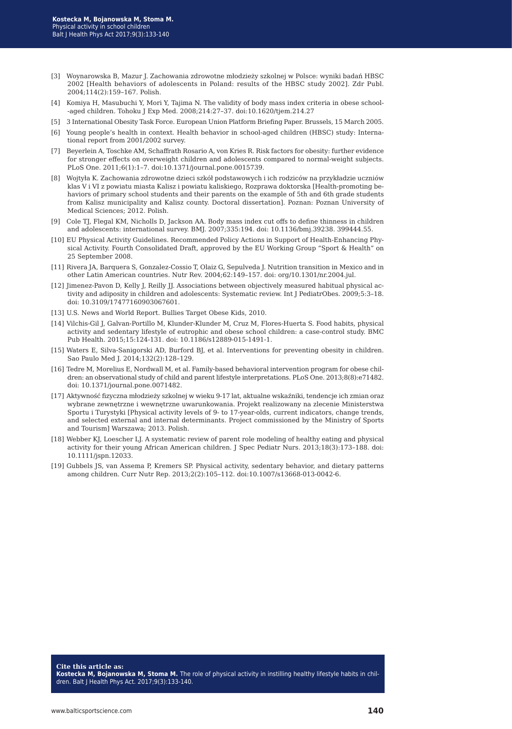[3] Woynarowska B, Mazur J. Zachowania zdrowotne młodzieży szkolnej w Polsce: wyniki badań HBSC 2002 [Health behaviors of adolescents in Poland: results of the HBSC study 2002]. Zdr Publ. 2004;114(2):159–167. Polish.

[4] Komiya H, Masubuchi Y, Mori Y, Tajima N. The validity of body mass index criteria in obese school--aged children. Tohoku J Exp Med. 2008;214:27–37. doi:10.1620/tjem.214.27

[5] 3 International Obesity Task Force. European Union Platform Briefing Paper. Brussels, 15 March 2005.

[6] Young people's health in context. Health behavior in school-aged children (HBSC) study: International report from 2001/2002 survey.

[7] Beyerlein A, Toschke AM, Schaffrath Rosario A, von Kries R. Risk factors for obesity: further evidence for stronger effects on overweight children and adolescents compared to normal-weight subjects. PLoS One. 2011;6(1):1–7. doi:10.1371/journal.pone.0015739.

[8] Wojtyła K. Zachowania zdrowotne dzieci szkół podstawowych i ich rodziców na przykładzie uczniów klas V i VI z powiatu miasta Kalisz i powiatu kaliskiego, Rozprawa doktorska [Health-promoting behaviors of primary school students and their parents on the example of 5th and 6th grade students from Kalisz municipality and Kalisz county. Doctoral dissertation]. Poznan: Poznan University of Medical Sciences; 2012. Polish.

[9] Cole TJ, Flegal KM, Nicholls D, Jackson AA. Body mass index cut offs to define thinness in children and adolescents: international survey. BMJ. 2007;335:194. doi: 10.1136/bmj.39238. 399444.55.

[10] EU Physical Activity Guidelines. Recommended Policy Actions in Support of Health-Enhancing Physical Activity. Fourth Consolidated Draft, approved by the EU Working Group "Sport & Health" on 25 September 2008.

[11] Rivera JA, Barquera S, Gonzalez-Cossio T, Olaiz G, Sepulveda J. Nutrition transition in Mexico and in other Latin American countries. Nutr Rev. 2004;62:149–157. doi: org/10.1301/nr.2004.jul.

[12] Jimenez-Pavon D, Kelly J, Reilly JJ. Associations between objectively measured habitual physical activity and adiposity in children and adolescents: Systematic review. Int J PediatrObes. 2009;5:3–18. doi: 10.3109/17477160903067601.

[13] U.S. News and World Report. Bullies Target Obese Kids, 2010.

[14] Vilchis-Gil J, Galvan-Portillo M, Klunder-Klunder M, Cruz M, Flores-Huerta S. Food habits, physical activity and sedentary lifestyle of eutrophic and obese school children: a case-control study. BMC Pub Health. 2015;15:124-131. doi: 10.1186/s12889-015-1491-1.

[15] Waters E, Silva-Sanigorski AD, Burford BJ, et al. Interventions for preventing obesity in children. Sao Paulo Med J. 2014;132(2):128–129.

[16] Tedre M, Morelius E, Nordwall M, et al. Family-based behavioral intervention program for obese children: an observational study of child and parent lifestyle interpretations. PLoS One. 2013;8(8):e71482. doi: 10.1371/journal.pone.0071482.

[17] Aktywność fizyczna młodzieży szkolnej w wieku 9-17 lat, aktualne wskaźniki, tendencje ich zmian oraz wybrane zewnętrzne i wewnętrzne uwarunkowania. Projekt realizowany na zlecenie Ministerstwa Sportu i Turystyki [Physical activity levels of 9- to 17-year-olds, current indicators, change trends, and selected external and internal determinants. Project commissioned by the Ministry of Sports and Tourism] Warszawa; 2013. Polish.

[18] Webber KJ, Loescher LJ. A systematic review of parent role modeling of healthy eating and physical activity for their young African American children. J Spec Pediatr Nurs. 2013;18(3):173–188. doi: 10.1111/jspn.12033.

[19] Gubbels JS, van Assema P, Kremers SP. Physical activity, sedentary behavior, and dietary patterns among children. Curr Nutr Rep. 2013;2(2):105–112. doi:10.1007/s13668-013-0042-6.

**Cite this article as:**
**Kostecka M, Bojanowska M, Stoma M.** The role of physical activity in instilling healthy lifestyle habits in children. Balt J Health Phys Act. 2017;9(3):133-140.